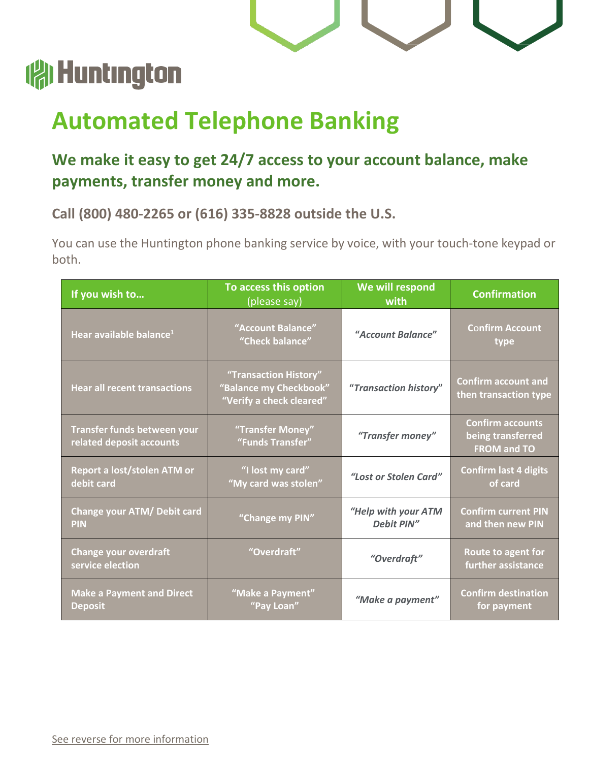# Automated Telephone Banking

## We make it easy to get 24/7 access to your account balance, make payments, transfer money and more.

### Call (800) 480-2265 or (616) 335-8828 outside the U.S.

You can use the Huntington phone banking service by voice, with your touch-tone keypad or both.

| If you wish to… | To access this option (please say) | We will respond with | Confirmation |
|---|---|---|---|
| Hear available balance[1] | "Account Balance" "Check balance" | *"Account Balance"* | Confirm Account type |
| Hear all recent transactions | "Transaction History" "Balance my Checkbook" "Verify a check cleared" | *"Transaction history"* | Confirm account and then transaction type |
| Transfer funds between your related deposit accounts | "Transfer Money" "Funds Transfer" | *"Transfer money"* | Confirm accounts being transferred FROM and TO |
| Report a lost/stolen ATM or debit card | "I lost my card" "My card was stolen" | *"Lost or Stolen Card"* | Confirm last 4 digits of card |
| Change your ATM/ Debit card PIN | "Change my PIN" | *"Help with your ATM Debit PIN"* | Confirm current PIN and then new PIN |
| Change your overdraft service election | "Overdraft" | *"Overdraft"* | Route to agent for further assistance |
| Make a Payment and Direct Deposit | "Make a Payment" "Pay Loan" | *"Make a payment"* | Confirm destination for payment |

See reverse for more information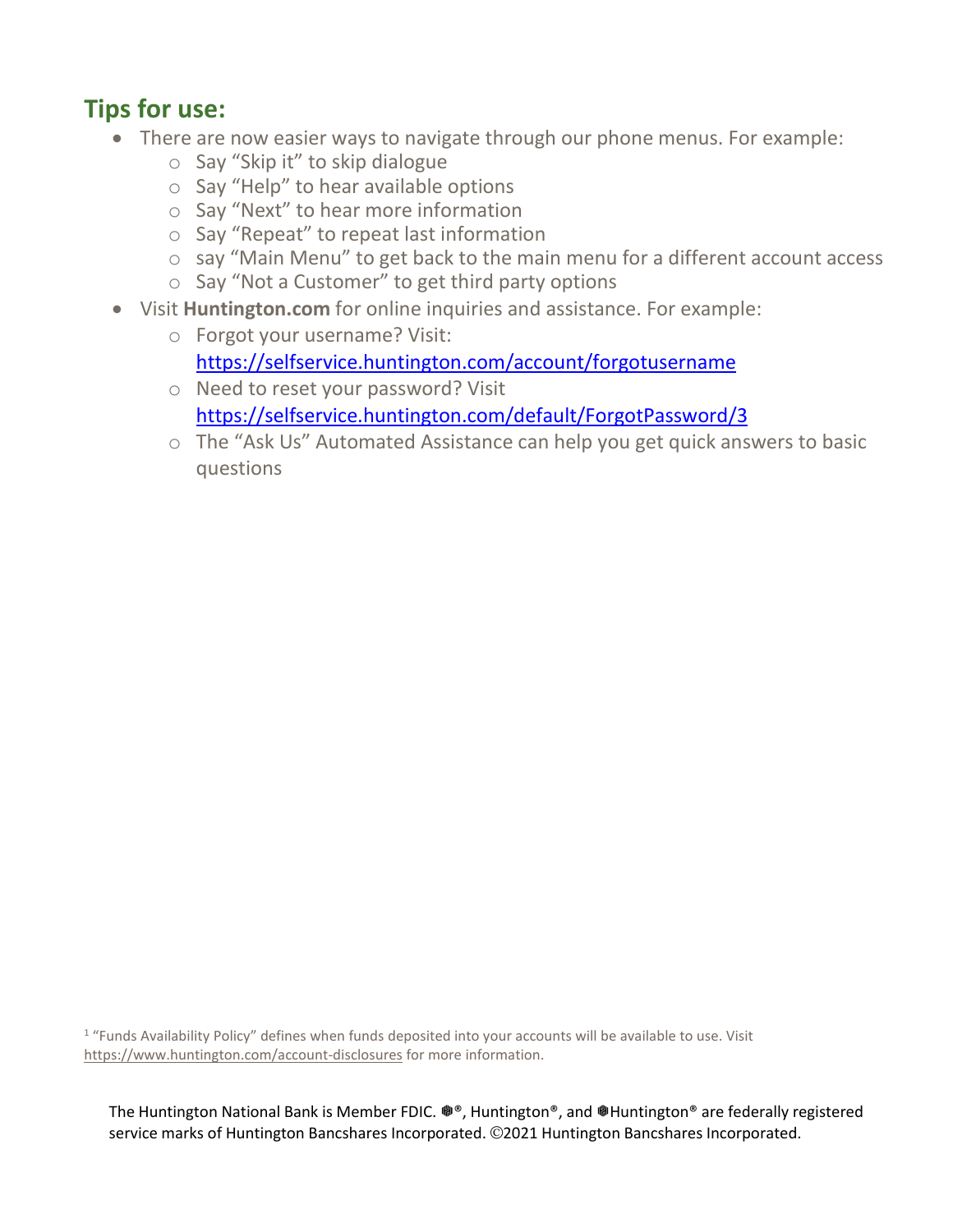## Tips for use:

- There are now easier ways to navigate through our phone menus. For example:
  - Say "Skip it" to skip dialogue
  - Say "Help" to hear available options
  - Say "Next" to hear more information
  - Say "Repeat" to repeat last information
  - say "Main Menu" to get back to the main menu for a different account access
  - Say "Not a Customer" to get third party options
- Visit **Huntington.com** for online inquiries and assistance. For example:
  - Forgot your username? Visit: https://selfservice.huntington.com/account/forgotusername
  - Need to reset your password? Visit https://selfservice.huntington.com/default/ForgotPassword/3
  - The "Ask Us" Automated Assistance can help you get quick answers to basic questions

[1] "Funds Availability Policy" defines when funds deposited into your accounts will be available to use. Visit https://www.huntington.com/account-disclosures for more information.

The Huntington National Bank is Member FDIC. ®, Huntington®, and Huntington® are federally registered service marks of Huntington Bancshares Incorporated. ©2021 Huntington Bancshares Incorporated.